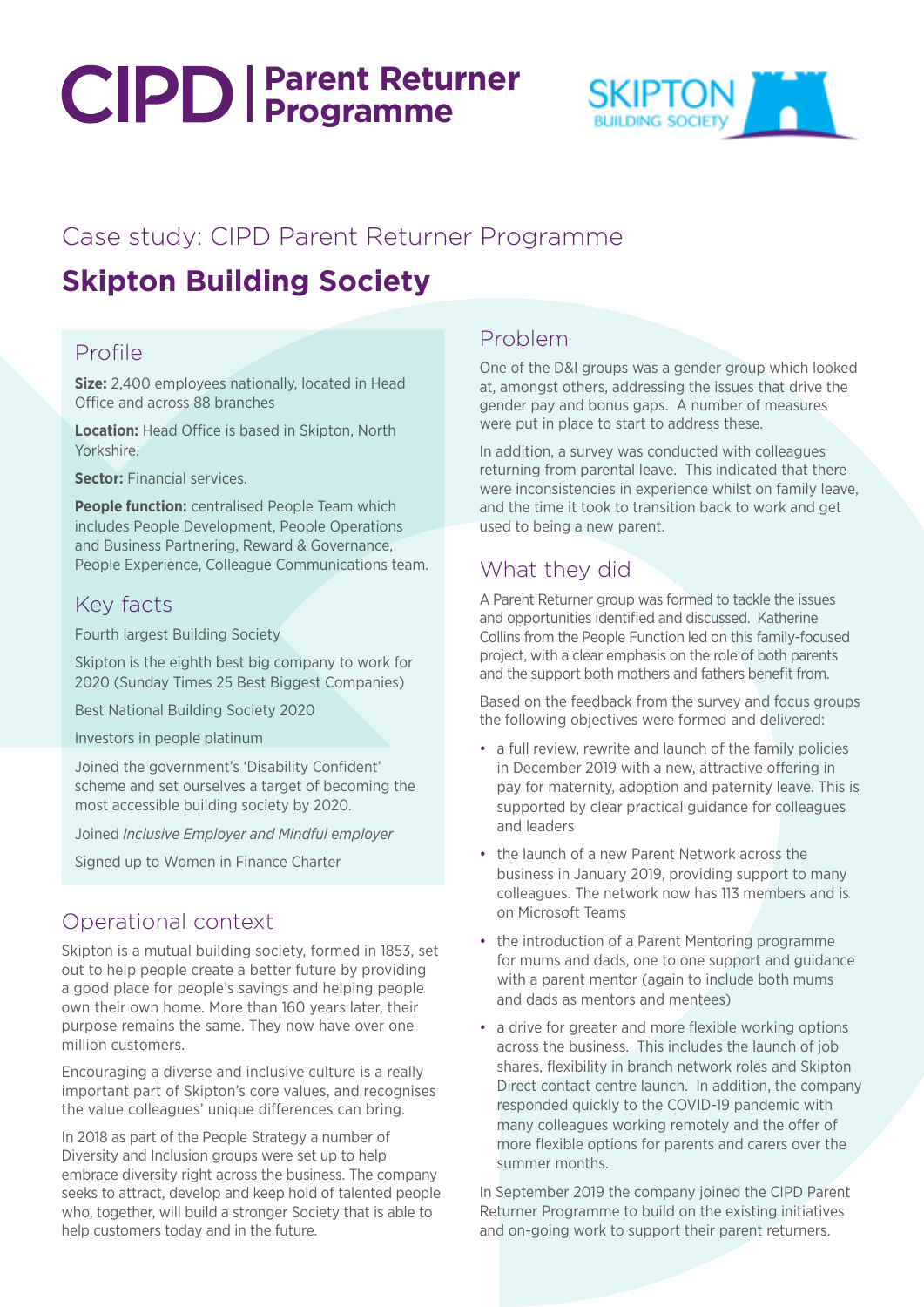# CIPD | Parent Returner Programme

SKIPTON BUILDING SOCIETY

## Case study: CIPD Parent Returner Programme

# Skipton Building Society

## Profile

**Size:** 2,400 employees nationally, located in Head Office and across 88 branches

**Location:** Head Office is based in Skipton, North Yorkshire.

**Sector:** Financial services.

**People function:** centralised People Team which includes People Development, People Operations and Business Partnering, Reward & Governance, People Experience, Colleague Communications team.

## Key facts

Fourth largest Building Society

Skipton is the eighth best big company to work for 2020 (Sunday Times 25 Best Biggest Companies)

Best National Building Society 2020

Investors in people platinum

Joined the government's 'Disability Confident' scheme and set ourselves a target of becoming the most accessible building society by 2020.

Joined *Inclusive Employer and Mindful employer*

Signed up to Women in Finance Charter

## Operational context

Skipton is a mutual building society, formed in 1853, set out to help people create a better future by providing a good place for people's savings and helping people own their own home. More than 160 years later, their purpose remains the same. They now have over one million customers.

Encouraging a diverse and inclusive culture is a really important part of Skipton's core values, and recognises the value colleagues' unique differences can bring.

In 2018 as part of the People Strategy a number of Diversity and Inclusion groups were set up to help embrace diversity right across the business. The company seeks to attract, develop and keep hold of talented people who, together, will build a stronger Society that is able to help customers today and in the future.

## Problem

One of the D&I groups was a gender group which looked at, amongst others, addressing the issues that drive the gender pay and bonus gaps. A number of measures were put in place to start to address these.

In addition, a survey was conducted with colleagues returning from parental leave. This indicated that there were inconsistencies in experience whilst on family leave, and the time it took to transition back to work and get used to being a new parent.

## What they did

A Parent Returner group was formed to tackle the issues and opportunities identified and discussed. Katherine Collins from the People Function led on this family-focused project, with a clear emphasis on the role of both parents and the support both mothers and fathers benefit from.

Based on the feedback from the survey and focus groups the following objectives were formed and delivered:

- a full review, rewrite and launch of the family policies in December 2019 with a new, attractive offering in pay for maternity, adoption and paternity leave. This is supported by clear practical guidance for colleagues and leaders
- the launch of a new Parent Network across the business in January 2019, providing support to many colleagues. The network now has 113 members and is on Microsoft Teams
- the introduction of a Parent Mentoring programme for mums and dads, one to one support and guidance with a parent mentor (again to include both mums and dads as mentors and mentees)
- a drive for greater and more flexible working options across the business. This includes the launch of job shares, flexibility in branch network roles and Skipton Direct contact centre launch. In addition, the company responded quickly to the COVID-19 pandemic with many colleagues working remotely and the offer of more flexible options for parents and carers over the summer months.

In September 2019 the company joined the CIPD Parent Returner Programme to build on the existing initiatives and on-going work to support their parent returners.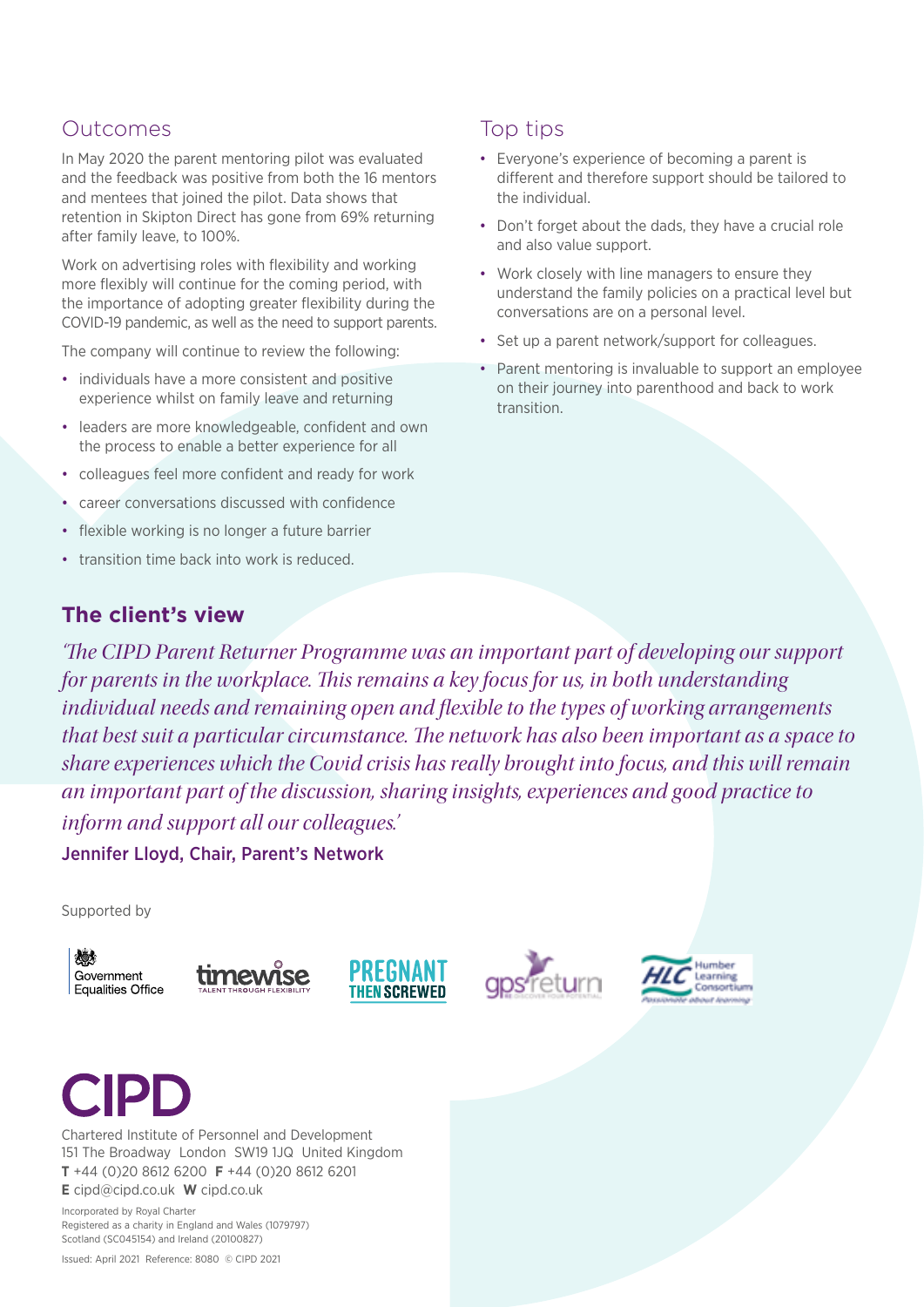## Outcomes

In May 2020 the parent mentoring pilot was evaluated and the feedback was positive from both the 16 mentors and mentees that joined the pilot. Data shows that retention in Skipton Direct has gone from 69% returning after family leave, to 100%.

Work on advertising roles with flexibility and working more flexibly will continue for the coming period, with the importance of adopting greater flexibility during the COVID-19 pandemic, as well as the need to support parents.

The company will continue to review the following:

- individuals have a more consistent and positive experience whilst on family leave and returning
- leaders are more knowledgeable, confident and own the process to enable a better experience for all
- colleagues feel more confident and ready for work
- career conversations discussed with confidence
- flexible working is no longer a future barrier
- transition time back into work is reduced.

## Top tips

- Everyone's experience of becoming a parent is different and therefore support should be tailored to the individual.
- Don't forget about the dads, they have a crucial role and also value support.
- Work closely with line managers to ensure they understand the family policies on a practical level but conversations are on a personal level.
- Set up a parent network/support for colleagues.
- Parent mentoring is invaluable to support an employee on their journey into parenthood and back to work transition.

## The client's view

*'The CIPD Parent Returner Programme was an important part of developing our support for parents in the workplace. This remains a key focus for us, in both understanding individual needs and remaining open and flexible to the types of working arrangements that best suit a particular circumstance. The network has also been important as a space to share experiences which the Covid crisis has really brought into focus, and this will remain an important part of the discussion, sharing insights, experiences and good practice to inform and support all our colleagues.'*

**Jennifer Lloyd, Chair, Parent's Network**

Supported by

Government Equalities Office

timewise TALENT THROUGH FLEXIBILITY

PREGNANT THEN SCREWED

gps return

HLC Humber Learning Consortium Passionate about learning

CIPD

Chartered Institute of Personnel and Development
151 The Broadway London SW19 1JQ United Kingdom
**T** +44 (0)20 8612 6200 **F** +44 (0)20 8612 6201
**E** cipd@cipd.co.uk **W** cipd.co.uk

Incorporated by Royal Charter
Registered as a charity in England and Wales (1079797)
Scotland (SC045154) and Ireland (20100827)

Issued: April 2021 Reference: 8080 © CIPD 2021